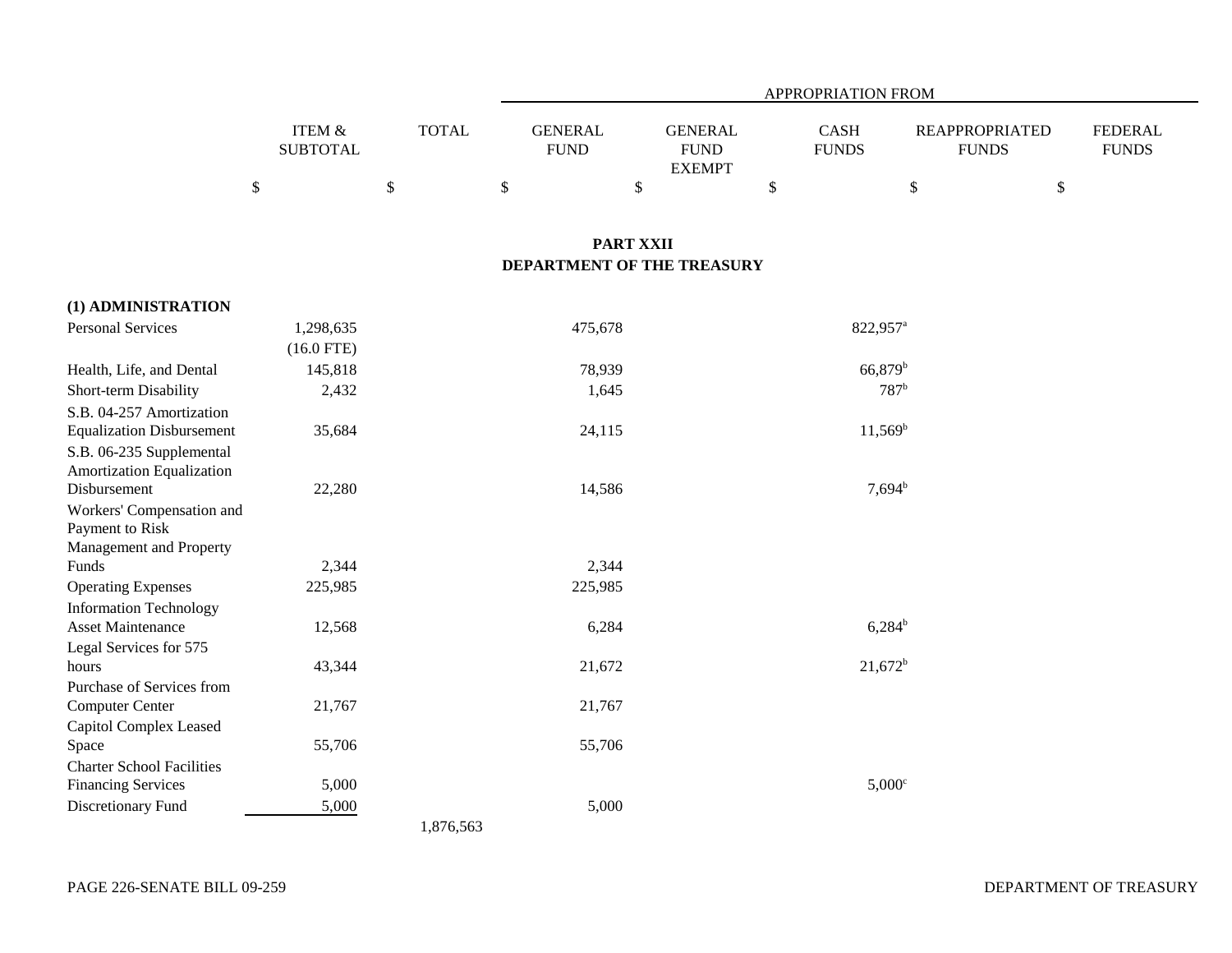| | ITEM & SUBTOTAL | TOTAL | APPROPRIATION FROM GENERAL FUND | GENERAL FUND EXEMPT | CASH FUNDS | REAPPROPRIATED FUNDS | FEDERAL FUNDS |
|---|---|---|---|---|---|---|---|
| | $ | $ | $ | $ | $ | $ | $ |

## PART XXII
## DEPARTMENT OF THE TREASURY

| | ITEM & SUBTOTAL | TOTAL | GENERAL FUND | GENERAL FUND EXEMPT | CASH FUNDS | REAPPROPRIATED FUNDS | FEDERAL FUNDS |
|---|---|---|---|---|---|---|---|
| **(1) ADMINISTRATION** | | | | | | | |
| Personal Services | 1,298,635 | | 475,678 | | 822,957[a] | | |
| | (16.0 FTE) | | | | | | |
| Health, Life, and Dental | 145,818 | | 78,939 | | 66,879[b] | | |
| Short-term Disability | 2,432 | | 1,645 | | 787[b] | | |
| S.B. 04-257 Amortization Equalization Disbursement | 35,684 | | 24,115 | | 11,569[b] | | |
| S.B. 06-235 Supplemental Amortization Equalization Disbursement | 22,280 | | 14,586 | | 7,694[b] | | |
| Workers' Compensation and Payment to Risk Management and Property Funds | 2,344 | | 2,344 | | | | |
| Operating Expenses | 225,985 | | 225,985 | | | | |
| Information Technology Asset Maintenance | 12,568 | | 6,284 | | 6,284[b] | | |
| Legal Services for 575 hours | 43,344 | | 21,672 | | 21,672[b] | | |
| Purchase of Services from Computer Center | 21,767 | | 21,767 | | | | |
| Capitol Complex Leased Space | 55,706 | | 55,706 | | | | |
| Charter School Facilities Financing Services | 5,000 | | | | 5,000[c] | | |
| Discretionary Fund | 5,000 | | 5,000 | | | | |
| | | 1,876,563 | | | | | |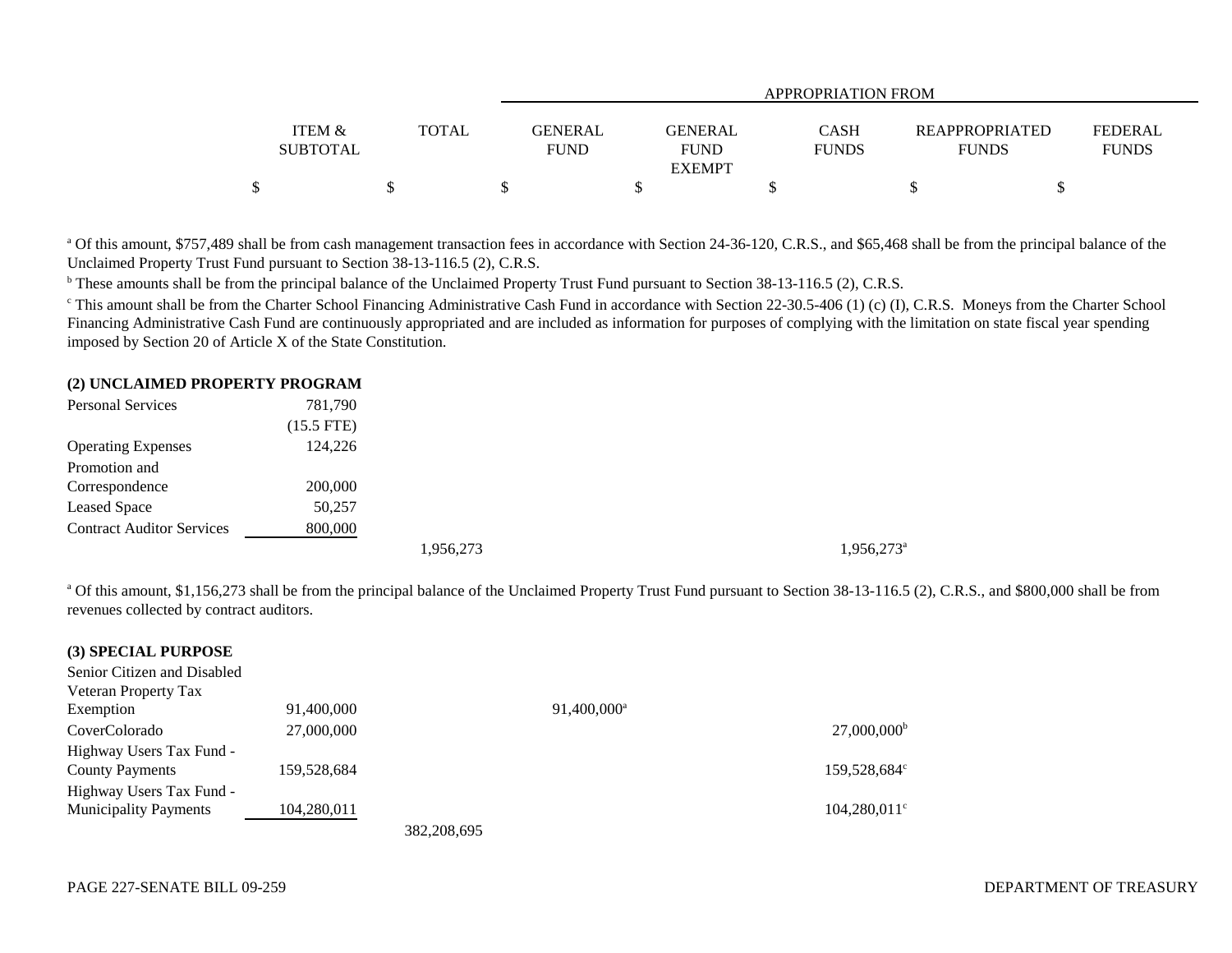| | ITEM & SUBTOTAL | TOTAL | APPROPRIATION FROM | | | | |
|---|---|---|---|---|---|---|---|
| | | | GENERAL FUND | GENERAL FUND EXEMPT | CASH FUNDS | REAPPROPRIATED FUNDS | FEDERAL FUNDS |
| | $ | $ | $ | $ | $ | $ | $ |

[a] Of this amount, $757,489 shall be from cash management transaction fees in accordance with Section 24-36-120, C.R.S., and $65,468 shall be from the principal balance of the Unclaimed Property Trust Fund pursuant to Section 38-13-116.5 (2), C.R.S.

[b] These amounts shall be from the principal balance of the Unclaimed Property Trust Fund pursuant to Section 38-13-116.5 (2), C.R.S.

[c] This amount shall be from the Charter School Financing Administrative Cash Fund in accordance with Section 22-30.5-406 (1) (c) (I), C.R.S. Moneys from the Charter School Financing Administrative Cash Fund are continuously appropriated and are included as information for purposes of complying with the limitation on state fiscal year spending imposed by Section 20 of Article X of the State Constitution.

**(2) UNCLAIMED PROPERTY PROGRAM**

| | ITEM & SUBTOTAL | TOTAL | GENERAL FUND | GENERAL FUND EXEMPT | CASH FUNDS | REAPPROPRIATED FUNDS | FEDERAL FUNDS |
|---|---|---|---|---|---|---|---|
| Personal Services | 781,790 | | | | | | |
| | (15.5 FTE) | | | | | | |
| Operating Expenses | 124,226 | | | | | | |
| Promotion and Correspondence | 200,000 | | | | | | |
| Leased Space | 50,257 | | | | | | |
| Contract Auditor Services | 800,000 | | | | | | |
| | | 1,956,273 | | | 1,956,273[a] | | |

[a] Of this amount, $1,156,273 shall be from the principal balance of the Unclaimed Property Trust Fund pursuant to Section 38-13-116.5 (2), C.R.S., and $800,000 shall be from revenues collected by contract auditors.

**(3) SPECIAL PURPOSE**

| | ITEM & SUBTOTAL | TOTAL | GENERAL FUND | GENERAL FUND EXEMPT | CASH FUNDS | REAPPROPRIATED FUNDS | FEDERAL FUNDS |
|---|---|---|---|---|---|---|---|
| Senior Citizen and Disabled Veteran Property Tax Exemption | 91,400,000 | | 91,400,000[a] | | | | |
| CoverColorado | 27,000,000 | | | | 27,000,000[b] | | |
| Highway Users Tax Fund - County Payments | 159,528,684 | | | | 159,528,684[c] | | |
| Highway Users Tax Fund - Municipality Payments | 104,280,011 | | | | 104,280,011[c] | | |
| | | 382,208,695 | | | | | |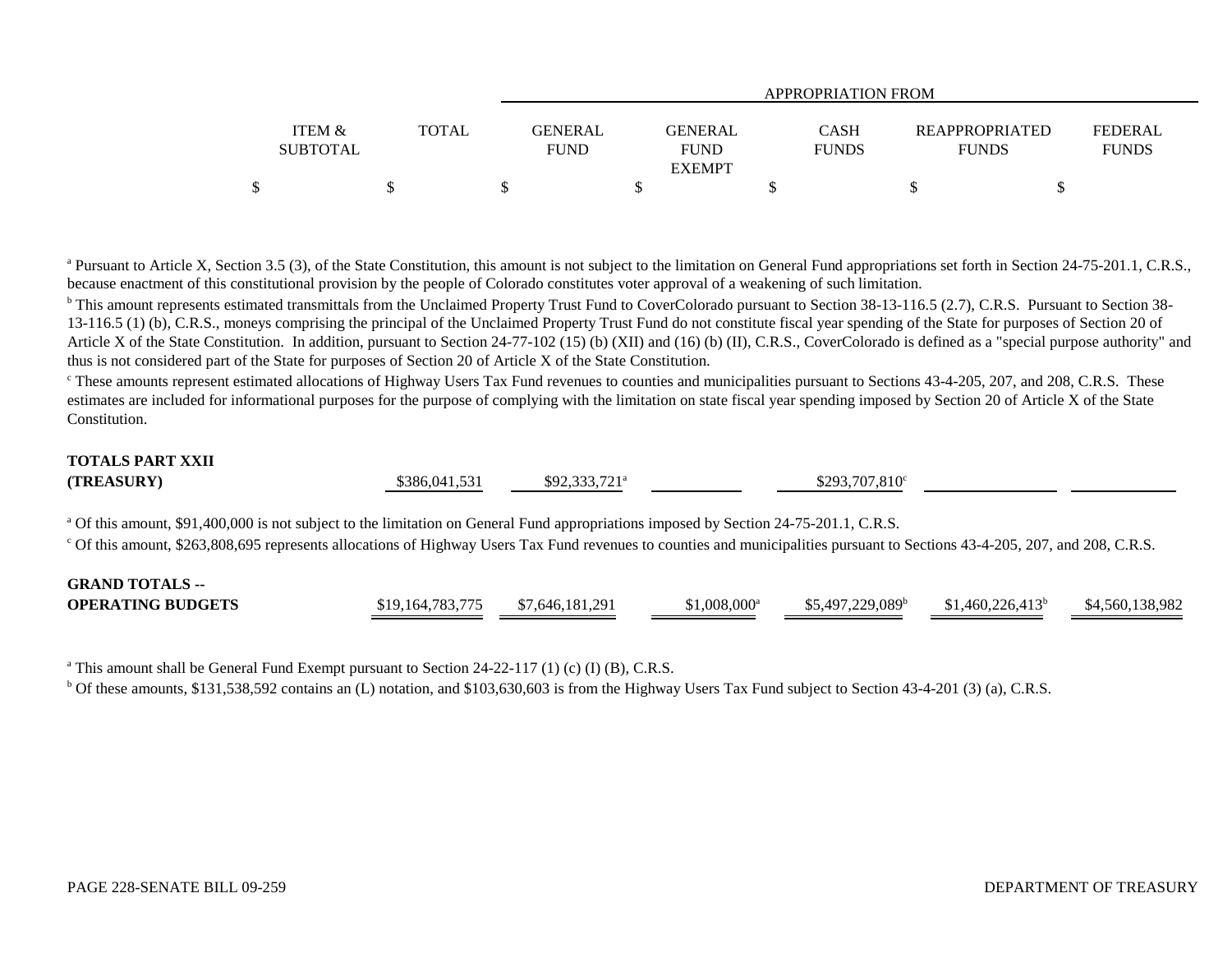| | | | APPROPRIATION FROM | | | | |
|---|---|---|---|---|---|---|---|
| | ITEM & SUBTOTAL | TOTAL | GENERAL FUND | GENERAL FUND EXEMPT | CASH FUNDS | REAPPROPRIATED FUNDS | FEDERAL FUNDS |
| | $ | $ | $ | $ | $ | $ | $ |

[a] Pursuant to Article X, Section 3.5 (3), of the State Constitution, this amount is not subject to the limitation on General Fund appropriations set forth in Section 24-75-201.1, C.R.S., because enactment of this constitutional provision by the people of Colorado constitutes voter approval of a weakening of such limitation.

[b] This amount represents estimated transmittals from the Unclaimed Property Trust Fund to CoverColorado pursuant to Section 38-13-116.5 (2.7), C.R.S. Pursuant to Section 38-13-116.5 (1) (b), C.R.S., moneys comprising the principal of the Unclaimed Property Trust Fund do not constitute fiscal year spending of the State for purposes of Section 20 of Article X of the State Constitution. In addition, pursuant to Section 24-77-102 (15) (b) (XII) and (16) (b) (II), C.R.S., CoverColorado is defined as a "special purpose authority" and thus is not considered part of the State for purposes of Section 20 of Article X of the State Constitution.

[c] These amounts represent estimated allocations of Highway Users Tax Fund revenues to counties and municipalities pursuant to Sections 43-4-205, 207, and 208, C.R.S. These estimates are included for informational purposes for the purpose of complying with the limitation on state fiscal year spending imposed by Section 20 of Article X of the State Constitution.

| | | | | | | | |
|---|---|---|---|---|---|---|---|
| **TOTALS PART XXII (TREASURY)** | | $386,041,531 | $92,333,721[a] | | $293,707,810[c] | | |

[a] Of this amount, $91,400,000 is not subject to the limitation on General Fund appropriations imposed by Section 24-75-201.1, C.R.S.

[c] Of this amount, $263,808,695 represents allocations of Highway Users Tax Fund revenues to counties and municipalities pursuant to Sections 43-4-205, 207, and 208, C.R.S.

| | | | | | | | |
|---|---|---|---|---|---|---|---|
| **GRAND TOTALS -- OPERATING BUDGETS** | | $19,164,783,775 | $7,646,181,291 | $1,008,000[a] | $5,497,229,089[b] | $1,460,226,413[b] | $4,560,138,982 |

[a] This amount shall be General Fund Exempt pursuant to Section 24-22-117 (1) (c) (I) (B), C.R.S.

[b] Of these amounts, $131,538,592 contains an (L) notation, and $103,630,603 is from the Highway Users Tax Fund subject to Section 43-4-201 (3) (a), C.R.S.